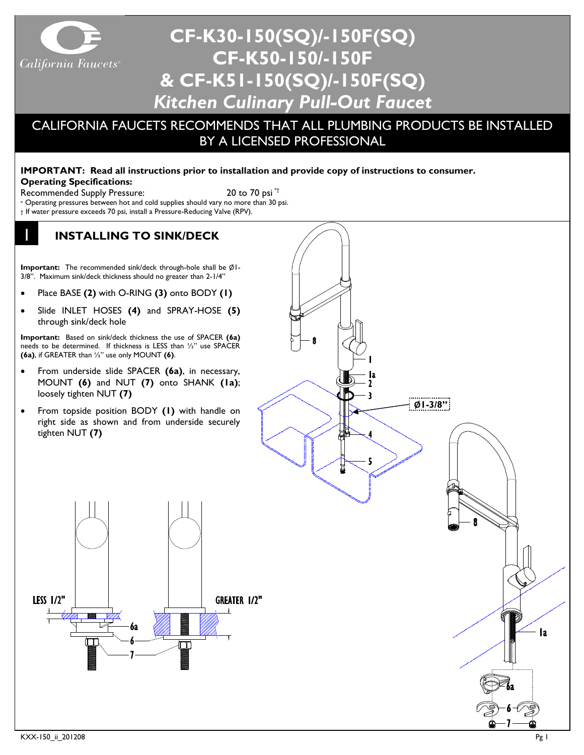# CF-K30-150(SQ)/-150F(SQ)
# CF-K50-150/-150F
# & CF-K51-150(SQ)/-150F(SQ)
## *Kitchen Culinary Pull-Out Faucet*

## CALIFORNIA FAUCETS RECOMMENDS THAT ALL PLUMBING PRODUCTS BE INSTALLED BY A LICENSED PROFESSIONAL

**IMPORTANT: Read all instructions prior to installation and provide copy of instructions to consumer.**
**Operating Specifications:**

Recommended Supply Pressure: 20 to 70 psi *†

\* Operating pressures between hot and cold supplies should vary no more than 30 psi.
† If water pressure exceeds 70 psi, install a Pressure-Reducing Valve (RPV).

## 1 INSTALLING TO SINK/DECK

**Important:** The recommended sink/deck through-hole shall be Ø1-3/8". Maximum sink/deck thickness should no greater than 2-1/4"

- Place BASE **(2)** with O-RING **(3)** onto BODY **(1)**
- Slide INLET HOSES **(4)** and SPRAY-HOSE **(5)** through sink/deck hole

**Important:** Based on sink/deck thickness the use of SPACER **(6a)** needs to be determined. If thickness is LESS than ½" use SPACER **(6a)**, if GREATER than ½" use only MOUNT **(6)**.

- From underside slide SPACER **(6a)**, in necessary, MOUNT **(6)** and NUT **(7)** onto SHANK **(1a)**; loosely tighten NUT **(7)**
- From topside position BODY **(1)** with handle on right side as shown and from underside securely tighten NUT **(7)**

LESS 1/2"    GREATER 1/2"

Ø1-3/8"

KXX-150_ii_201208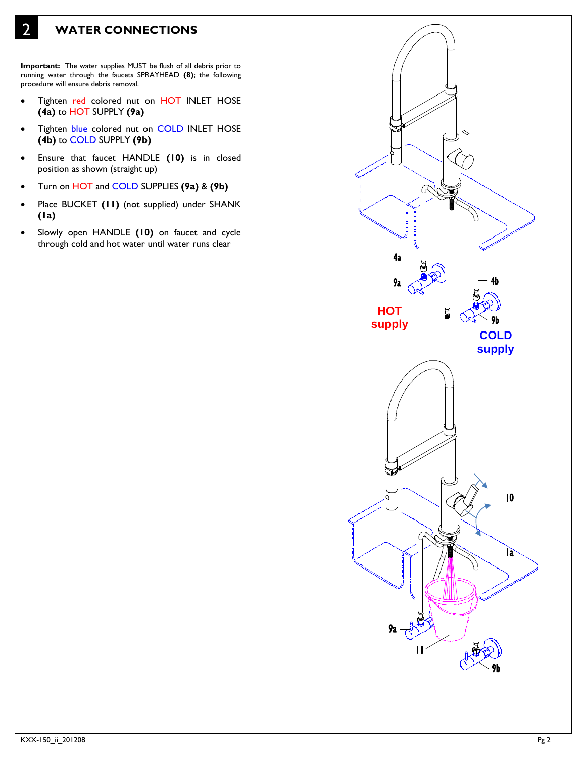## 2 WATER CONNECTIONS

**Important:** The water supplies MUST be flush of all debris prior to running water through the faucets SPRAYHEAD **(8)**; the following procedure will ensure debris removal.

- Tighten red colored nut on HOT INLET HOSE **(4a)** to HOT SUPPLY **(9a)**
- Tighten blue colored nut on COLD INLET HOSE **(4b)** to COLD SUPPLY **(9b)**
- Ensure that faucet HANDLE **(10)** is in closed position as shown (straight up)
- Turn on HOT and COLD SUPPLIES **(9a)** & **(9b)**
- Place BUCKET **(11)** (not supplied) under SHANK **(1a)**
- Slowly open HANDLE **(10)** on faucet and cycle through cold and hot water until water runs clear

4a

9a

4b

9b

HOT supply

COLD supply

10

1a

9a

11

9b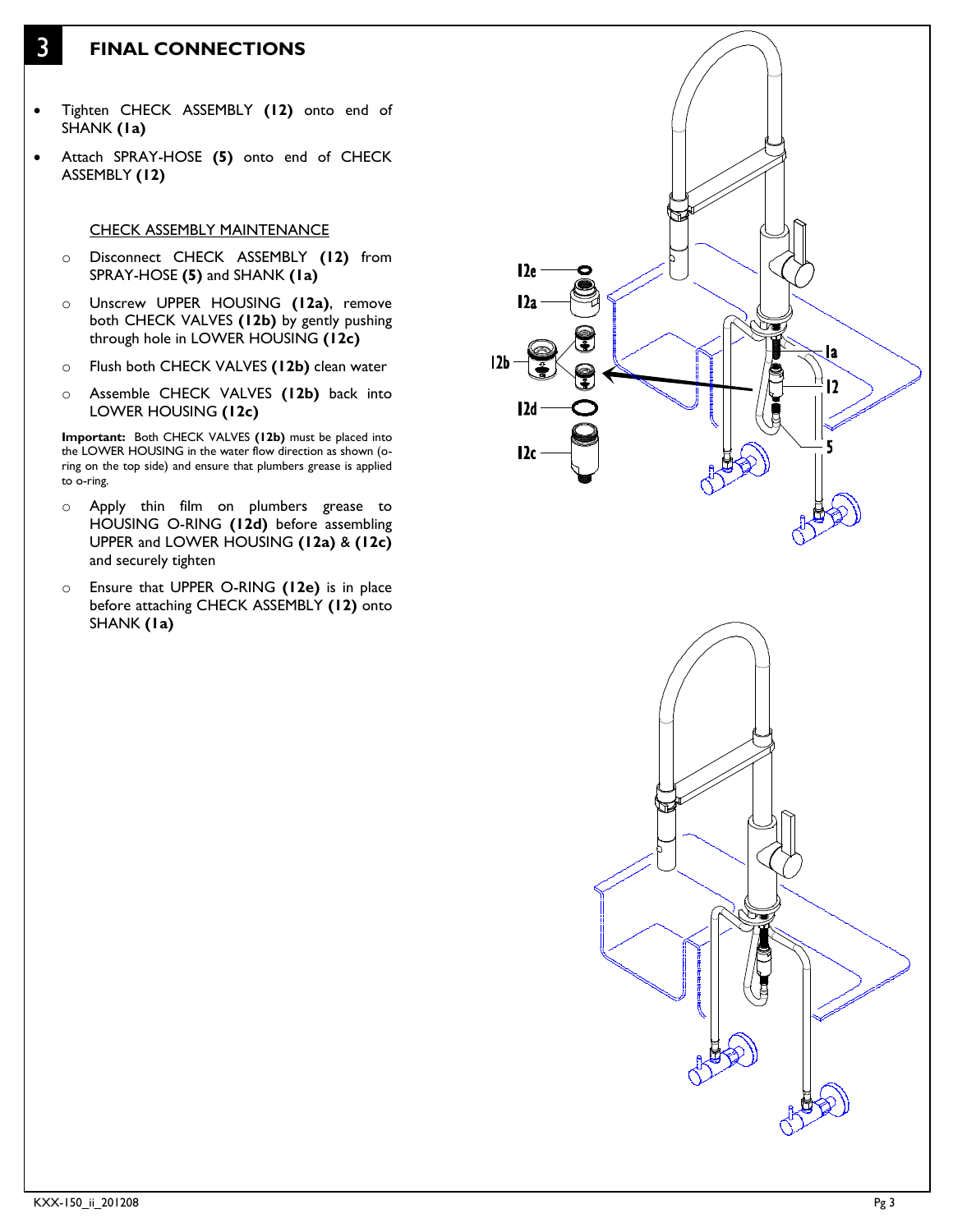# 3 FINAL CONNECTIONS

- Tighten CHECK ASSEMBLY **(12)** onto end of SHANK **(1a)**
- Attach SPRAY-HOSE **(5)** onto end of CHECK ASSEMBLY **(12)**

CHECK ASSEMBLY MAINTENANCE

- Disconnect CHECK ASSEMBLY **(12)** from SPRAY-HOSE **(5)** and SHANK **(1a)**
- Unscrew UPPER HOUSING **(12a)**, remove both CHECK VALVES **(12b)** by gently pushing through hole in LOWER HOUSING **(12c)**
- Flush both CHECK VALVES **(12b)** clean water
- Assemble CHECK VALVES **(12b)** back into LOWER HOUSING **(12c)**

**Important:** Both CHECK VALVES **(12b)** must be placed into the LOWER HOUSING in the water flow direction as shown (o-ring on the top side) and ensure that plumbers grease is applied to o-ring.

- Apply thin film on plumbers grease to HOUSING O-RING **(12d)** before assembling UPPER and LOWER HOUSING **(12a)** & **(12c)** and securely tighten
- Ensure that UPPER O-RING **(12e)** is in place before attaching CHECK ASSEMBLY **(12)** onto SHANK **(1a)**

12e
12a
12b
12d
12c
1a
12
5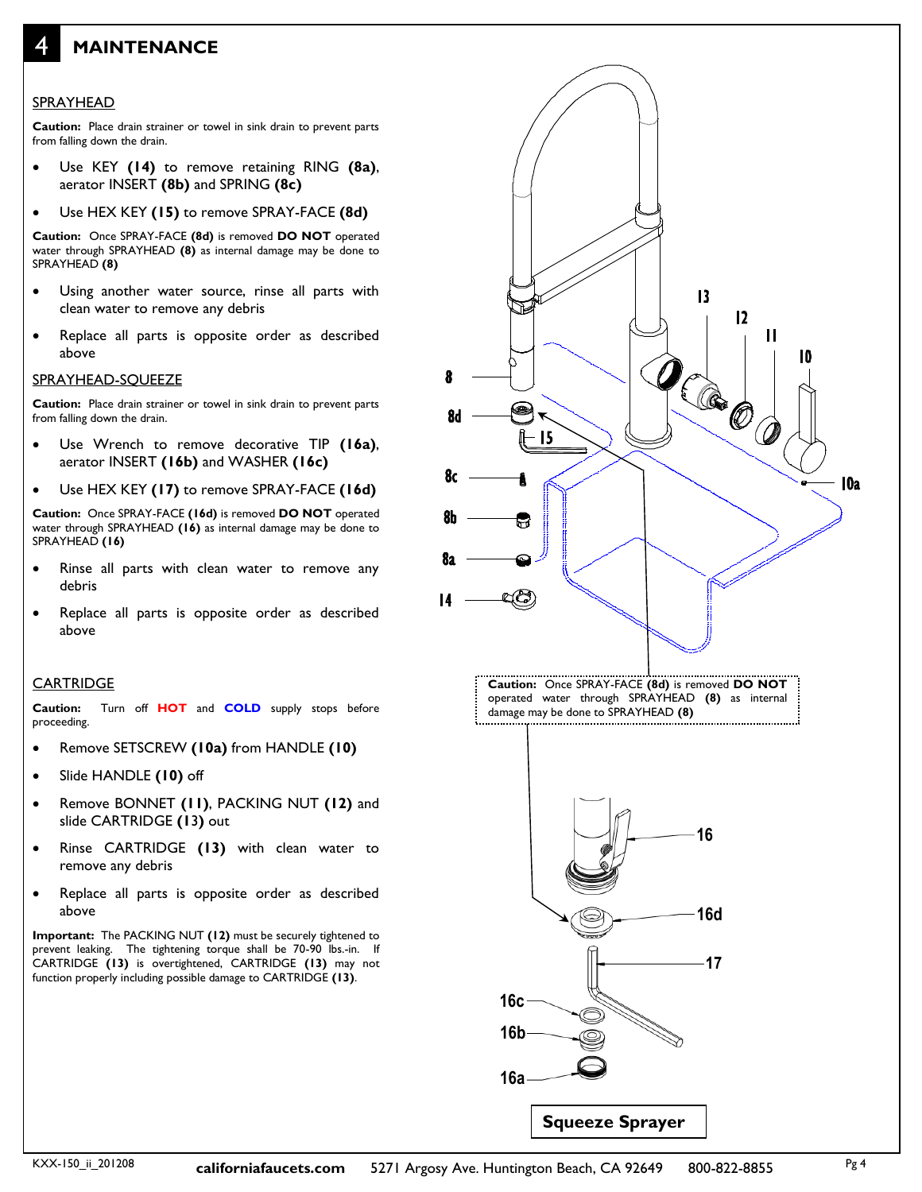# 4 MAINTENANCE

## SPRAYHEAD

**Caution:** Place drain strainer or towel in sink drain to prevent parts from falling down the drain.

- Use KEY **(14)** to remove retaining RING **(8a)**, aerator INSERT **(8b)** and SPRING **(8c)**
- Use HEX KEY **(15)** to remove SPRAY-FACE **(8d)**

**Caution:** Once SPRAY-FACE **(8d)** is removed **DO NOT** operated water through SPRAYHEAD **(8)** as internal damage may be done to SPRAYHEAD **(8)**

- Using another water source, rinse all parts with clean water to remove any debris
- Replace all parts is opposite order as described above

## SPRAYHEAD-SQUEEZE

**Caution:** Place drain strainer or towel in sink drain to prevent parts from falling down the drain.

- Use Wrench to remove decorative TIP **(16a)**, aerator INSERT **(16b)** and WASHER **(16c)**
- Use HEX KEY **(17)** to remove SPRAY-FACE **(16d)**

**Caution:** Once SPRAY-FACE **(16d)** is removed **DO NOT** operated water through SPRAYHEAD **(16)** as internal damage may be done to SPRAYHEAD **(16)**

- Rinse all parts with clean water to remove any debris
- Replace all parts is opposite order as described above

## CARTRIDGE

**Caution:** Turn off **HOT** and **COLD** supply stops before proceeding.

- Remove SETSCREW **(10a)** from HANDLE **(10)**
- Slide HANDLE **(10)** off
- Remove BONNET **(11)**, PACKING NUT **(12)** and slide CARTRIDGE **(13)** out
- Rinse CARTRIDGE **(13)** with clean water to remove any debris
- Replace all parts is opposite order as described above

**Important:** The PACKING NUT **(12)** must be securely tightened to prevent leaking. The tightening torque shall be 70-90 lbs.-in. If CARTRIDGE **(13)** is overtightened, CARTRIDGE **(13)** may not function properly including possible damage to CARTRIDGE **(13)**.

13
12
11
10
8
8d
15
10a
8c
8b
8a
14

**Caution:** Once SPRAY-FACE **(8d)** is removed **DO NOT** operated water through SPRAYHEAD **(8)** as internal damage may be done to SPRAYHEAD **(8)**

16
16d
17
16c
16b
16a

**Squeeze Sprayer**